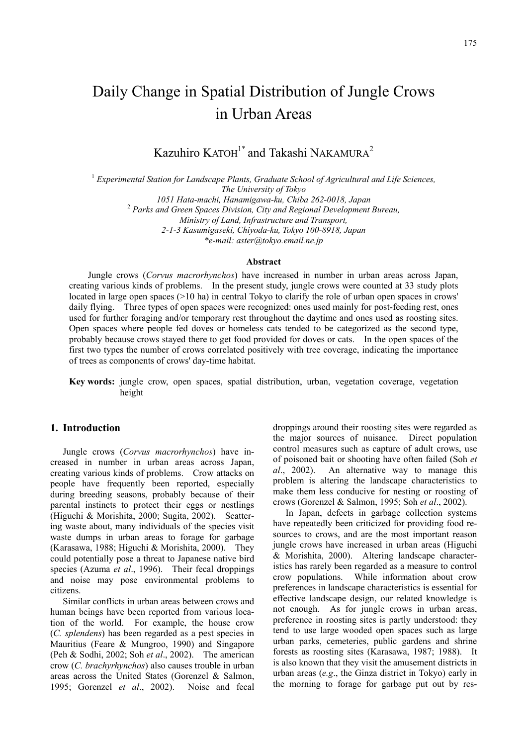# Daily Change in Spatial Distribution of Jungle Crows in Urban Areas

Kazuhiro KATOH[1*] and Takashi NAKAMURA[2]

[1] *Experimental Station for Landscape Plants, Graduate School of Agricultural and Life Sciences, The University of Tokyo*
*1051 Hata-machi, Hanamigawa-ku, Chiba 262-0018, Japan*
[2] *Parks and Green Spaces Division, City and Regional Development Bureau, Ministry of Land, Infrastructure and Transport,*
*2-1-3 Kasumigaseki, Chiyoda-ku, Tokyo 100-8918, Japan*
*\*e-mail: aster@tokyo.email.ne.jp*

**Abstract**

Jungle crows (*Corvus macrorhynchos*) have increased in number in urban areas across Japan, creating various kinds of problems. In the present study, jungle crows were counted at 33 study plots located in large open spaces (>10 ha) in central Tokyo to clarify the role of urban open spaces in crows' daily flying. Three types of open spaces were recognized: ones used mainly for post-feeding rest, ones used for further foraging and/or temporary rest throughout the daytime and ones used as roosting sites. Open spaces where people fed doves or homeless cats tended to be categorized as the second type, probably because crows stayed there to get food provided for doves or cats. In the open spaces of the first two types the number of crows correlated positively with tree coverage, indicating the importance of trees as components of crows' day-time habitat.

**Key words:** jungle crow, open spaces, spatial distribution, urban, vegetation coverage, vegetation height

## 1. Introduction

Jungle crows (*Corvus macrorhynchos*) have increased in number in urban areas across Japan, creating various kinds of problems. Crow attacks on people have frequently been reported, especially during breeding seasons, probably because of their parental instincts to protect their eggs or nestlings (Higuchi & Morishita, 2000; Sugita, 2002). Scattering waste about, many individuals of the species visit waste dumps in urban areas to forage for garbage (Karasawa, 1988; Higuchi & Morishita, 2000). They could potentially pose a threat to Japanese native bird species (Azuma *et al*., 1996). Their fecal droppings and noise may pose environmental problems to citizens.

Similar conflicts in urban areas between crows and human beings have been reported from various location of the world. For example, the house crow (*C. splendens*) has been regarded as a pest species in Mauritius (Feare & Mungroo, 1990) and Singapore (Peh & Sodhi, 2002; Soh *et al*., 2002). The american crow (*C. brachyrhynchos*) also causes trouble in urban areas across the United States (Gorenzel & Salmon, 1995; Gorenzel *et al*., 2002). Noise and fecal droppings around their roosting sites were regarded as the major sources of nuisance. Direct population control measures such as capture of adult crows, use of poisoned bait or shooting have often failed (Soh *et al*., 2002). An alternative way to manage this problem is altering the landscape characteristics to make them less conducive for nesting or roosting of crows (Gorenzel & Salmon, 1995; Soh *et al*., 2002).

In Japan, defects in garbage collection systems have repeatedly been criticized for providing food resources to crows, and are the most important reason jungle crows have increased in urban areas (Higuchi & Morishita, 2000). Altering landscape characteristics has rarely been regarded as a measure to control crow populations. While information about crow preferences in landscape characteristics is essential for effective landscape design, our related knowledge is not enough. As for jungle crows in urban areas, preference in roosting sites is partly understood: they tend to use large wooded open spaces such as large urban parks, cemeteries, public gardens and shrine forests as roosting sites (Karasawa, 1987; 1988). It is also known that they visit the amusement districts in urban areas (*e.g*., the Ginza district in Tokyo) early in the morning to forage for garbage put out by res-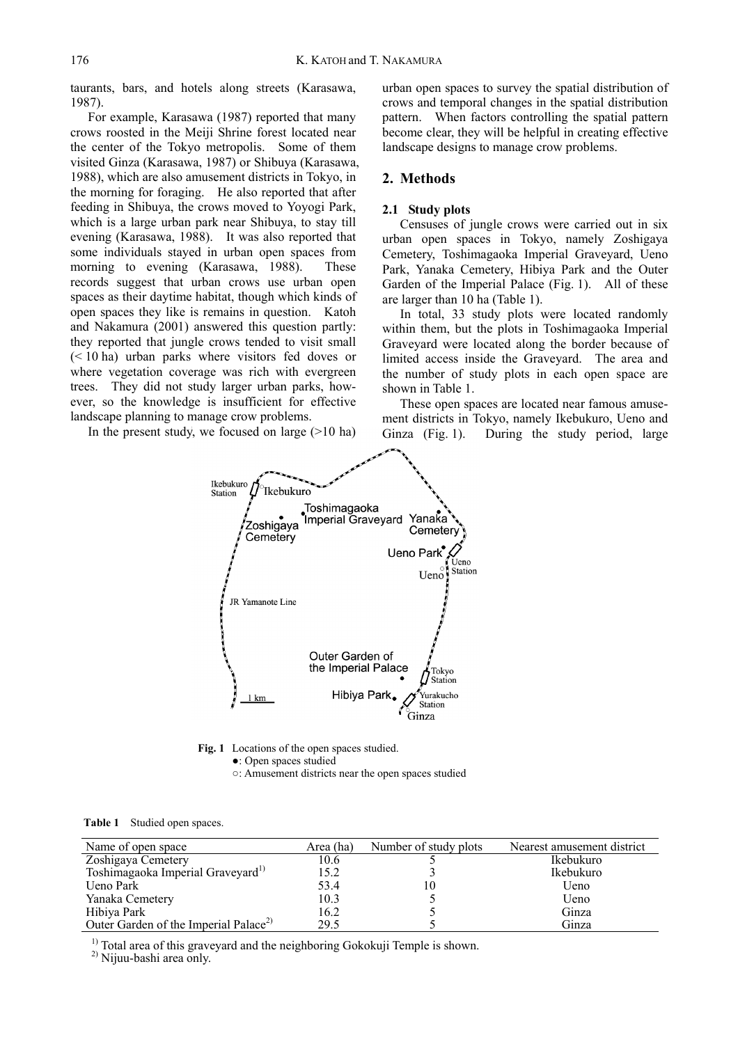taurants, bars, and hotels along streets (Karasawa, 1987).

For example, Karasawa (1987) reported that many crows roosted in the Meiji Shrine forest located near the center of the Tokyo metropolis. Some of them visited Ginza (Karasawa, 1987) or Shibuya (Karasawa, 1988), which are also amusement districts in Tokyo, in the morning for foraging. He also reported that after feeding in Shibuya, the crows moved to Yoyogi Park, which is a large urban park near Shibuya, to stay till evening (Karasawa, 1988). It was also reported that some individuals stayed in urban open spaces from morning to evening (Karasawa, 1988). These records suggest that urban crows use urban open spaces as their daytime habitat, though which kinds of open spaces they like is remains in question. Katoh and Nakamura (2001) answered this question partly: they reported that jungle crows tended to visit small (< 10 ha) urban parks where visitors fed doves or where vegetation coverage was rich with evergreen trees. They did not study larger urban parks, however, so the knowledge is insufficient for effective landscape planning to manage crow problems.

In the present study, we focused on large (>10 ha) urban open spaces to survey the spatial distribution of crows and temporal changes in the spatial distribution pattern. When factors controlling the spatial pattern become clear, they will be helpful in creating effective landscape designs to manage crow problems.

## 2. Methods

### 2.1 Study plots

Censuses of jungle crows were carried out in six urban open spaces in Tokyo, namely Zoshigaya Cemetery, Toshimagaoka Imperial Graveyard, Ueno Park, Yanaka Cemetery, Hibiya Park and the Outer Garden of the Imperial Palace (Fig. 1). All of these are larger than 10 ha (Table 1).

In total, 33 study plots were located randomly within them, but the plots in Toshimagaoka Imperial Graveyard were located along the border because of limited access inside the Graveyard. The area and the number of study plots in each open space are shown in Table 1.

These open spaces are located near famous amusement districts in Tokyo, namely Ikebukuro, Ueno and Ginza (Fig. 1). During the study period, large

**Fig. 1** Locations of the open spaces studied.
●: Open spaces studied
○: Amusement districts near the open spaces studied

**Table 1** Studied open spaces.

| Name of open space | Area (ha) | Number of study plots | Nearest amusement district |
|---|---|---|---|
| Zoshigaya Cemetery | 10.6 | 5 | Ikebukuro |
| Toshimagaoka Imperial Graveyard[1)] | 15.2 | 3 | Ikebukuro |
| Ueno Park | 53.4 | 10 | Ueno |
| Yanaka Cemetery | 10.3 | 5 | Ueno |
| Hibiya Park | 16.2 | 5 | Ginza |
| Outer Garden of the Imperial Palace[2)] | 29.5 | 5 | Ginza |

[1)] Total area of this graveyard and the neighboring Gokokuji Temple is shown.
[2)] Nijuu-bashi area only.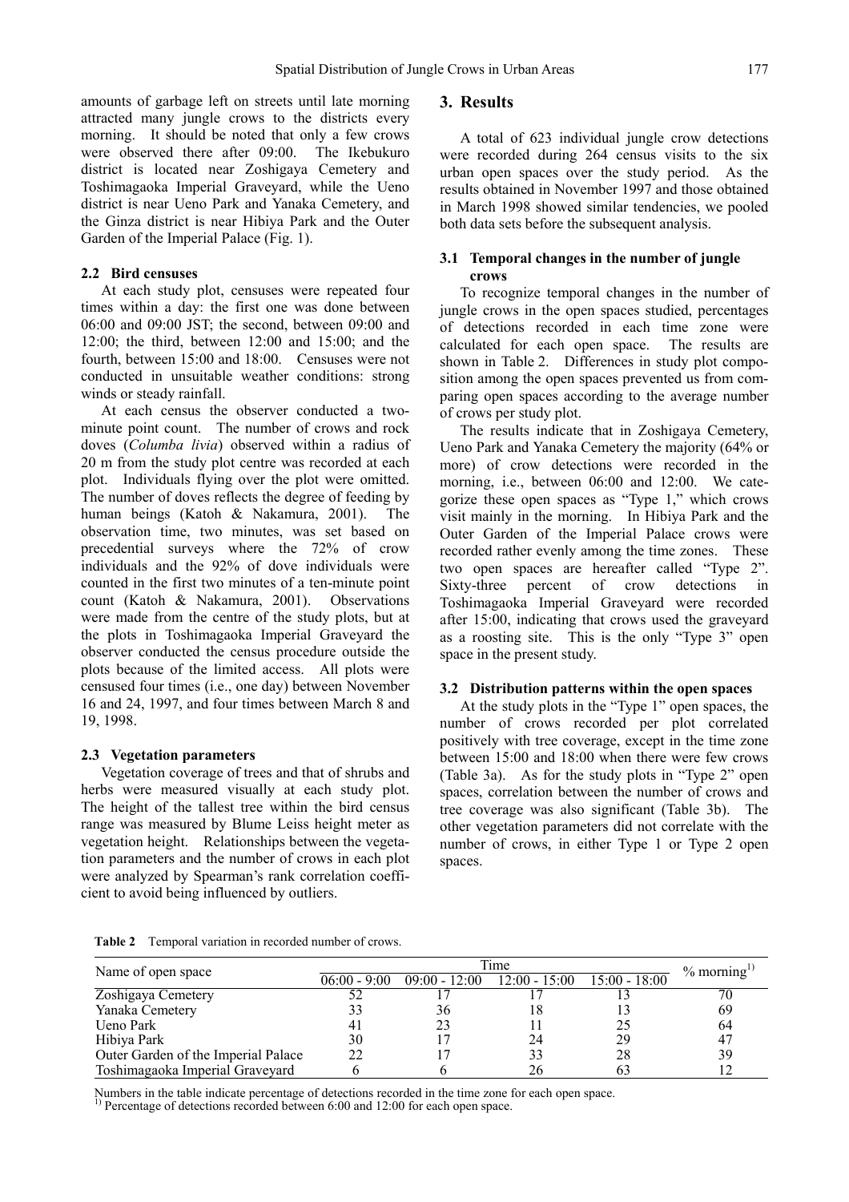amounts of garbage left on streets until late morning attracted many jungle crows to the districts every morning. It should be noted that only a few crows were observed there after 09:00. The Ikebukuro district is located near Zoshigaya Cemetery and Toshimagaoka Imperial Graveyard, while the Ueno district is near Ueno Park and Yanaka Cemetery, and the Ginza district is near Hibiya Park and the Outer Garden of the Imperial Palace (Fig. 1).

### 2.2 Bird censuses

At each study plot, censuses were repeated four times within a day: the first one was done between 06:00 and 09:00 JST; the second, between 09:00 and 12:00; the third, between 12:00 and 15:00; and the fourth, between 15:00 and 18:00. Censuses were not conducted in unsuitable weather conditions: strong winds or steady rainfall.

At each census the observer conducted a two-minute point count. The number of crows and rock doves (*Columba livia*) observed within a radius of 20 m from the study plot centre was recorded at each plot. Individuals flying over the plot were omitted. The number of doves reflects the degree of feeding by human beings (Katoh & Nakamura, 2001). The observation time, two minutes, was set based on precedential surveys where the 72% of crow individuals and the 92% of dove individuals were counted in the first two minutes of a ten-minute point count (Katoh & Nakamura, 2001). Observations were made from the centre of the study plots, but at the plots in Toshimagaoka Imperial Graveyard the observer conducted the census procedure outside the plots because of the limited access. All plots were censused four times (i.e., one day) between November 16 and 24, 1997, and four times between March 8 and 19, 1998.

### 2.3 Vegetation parameters

Vegetation coverage of trees and that of shrubs and herbs were measured visually at each study plot. The height of the tallest tree within the bird census range was measured by Blume Leiss height meter as vegetation height. Relationships between the vegetation parameters and the number of crows in each plot were analyzed by Spearman's rank correlation coefficient to avoid being influenced by outliers.

## 3. Results

A total of 623 individual jungle crow detections were recorded during 264 census visits to the six urban open spaces over the study period. As the results obtained in November 1997 and those obtained in March 1998 showed similar tendencies, we pooled both data sets before the subsequent analysis.

### 3.1 Temporal changes in the number of jungle crows

To recognize temporal changes in the number of jungle crows in the open spaces studied, percentages of detections recorded in each time zone were calculated for each open space. The results are shown in Table 2. Differences in study plot composition among the open spaces prevented us from comparing open spaces according to the average number of crows per study plot.

The results indicate that in Zoshigaya Cemetery, Ueno Park and Yanaka Cemetery the majority (64% or more) of crow detections were recorded in the morning, i.e., between 06:00 and 12:00. We categorize these open spaces as "Type 1," which crows visit mainly in the morning. In Hibiya Park and the Outer Garden of the Imperial Palace crows were recorded rather evenly among the time zones. These two open spaces are hereafter called "Type 2". Sixty-three percent of crow detections in Toshimagaoka Imperial Graveyard were recorded after 15:00, indicating that crows used the graveyard as a roosting site. This is the only "Type 3" open space in the present study.

### 3.2 Distribution patterns within the open spaces

At the study plots in the "Type 1" open spaces, the number of crows recorded per plot correlated positively with tree coverage, except in the time zone between 15:00 and 18:00 when there were few crows (Table 3a). As for the study plots in "Type 2" open spaces, correlation between the number of crows and tree coverage was also significant (Table 3b). The other vegetation parameters did not correlate with the number of crows, in either Type 1 or Type 2 open spaces.

**Table 2** Temporal variation in recorded number of crows.

| Name of open space | Time | | | | % morning[1] |
|---|---|---|---|---|---|
| | 06:00 - 9:00 | 09:00 - 12:00 | 12:00 - 15:00 | 15:00 - 18:00 | |
| Zoshigaya Cemetery | 52 | 17 | 17 | 13 | 70 |
| Yanaka Cemetery | 33 | 36 | 18 | 13 | 69 |
| Ueno Park | 41 | 23 | 11 | 25 | 64 |
| Hibiya Park | 30 | 17 | 24 | 29 | 47 |
| Outer Garden of the Imperial Palace | 22 | 17 | 33 | 28 | 39 |
| Toshimagaoka Imperial Graveyard | 6 | 6 | 26 | 63 | 12 |

Numbers in the table indicate percentage of detections recorded in the time zone for each open space.
[1] Percentage of detections recorded between 6:00 and 12:00 for each open space.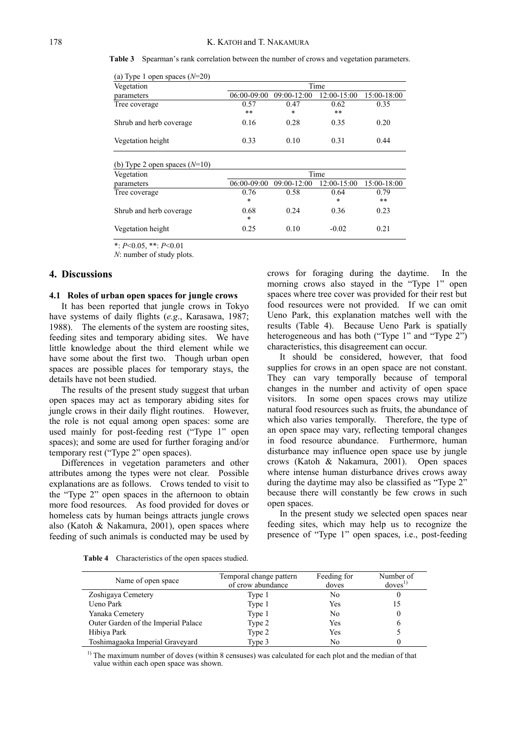**Table 3** Spearman's rank correlation between the number of crows and vegetation parameters.

(a) Type 1 open spaces ($N$=20)

| Vegetation parameters | Time | | | |
|---|---|---|---|---|
| | 06:00-09:00 | 09:00-12:00 | 12:00-15:00 | 15:00-18:00 |
| Tree coverage | 0.57 ** | 0.47 * | 0.62 ** | 0.35 |
| Shrub and herb coverage | 0.16 | 0.28 | 0.35 | 0.20 |
| Vegetation height | 0.33 | 0.10 | 0.31 | 0.44 |

(b) Type 2 open spaces ($N$=10)

| Vegetation parameters | Time | | | |
|---|---|---|---|---|
| | 06:00-09:00 | 09:00-12:00 | 12:00-15:00 | 15:00-18:00 |
| Tree coverage | 0.76 * | 0.58 | 0.64 * | 0.79 ** |
| Shrub and herb coverage | 0.68 * | 0.24 | 0.36 | 0.23 |
| Vegetation height | 0.25 | 0.10 | -0.02 | 0.21 |

*: $P<0.05$, **: $P<0.01$

$N$: number of study plots.

## 4. Discussions

### 4.1 Roles of urban open spaces for jungle crows

It has been reported that jungle crows in Tokyo have systems of daily flights (*e.g.*, Karasawa, 1987; 1988). The elements of the system are roosting sites, feeding sites and temporary abiding sites. We have little knowledge about the third element while we have some about the first two. Though urban open spaces are possible places for temporary stays, the details have not been studied.

The results of the present study suggest that urban open spaces may act as temporary abiding sites for jungle crows in their daily flight routines. However, the role is not equal among open spaces: some are used mainly for post-feeding rest ("Type 1" open spaces); and some are used for further foraging and/or temporary rest ("Type 2" open spaces).

Differences in vegetation parameters and other attributes among the types were not clear. Possible explanations are as follows. Crows tended to visit to the "Type 2" open spaces in the afternoon to obtain more food resources. As food provided for doves or homeless cats by human beings attracts jungle crows also (Katoh & Nakamura, 2001), open spaces where feeding of such animals is conducted may be used by crows for foraging during the daytime. In the morning crows also stayed in the "Type 1" open spaces where tree cover was provided for their rest but food resources were not provided. If we can omit Ueno Park, this explanation matches well with the results (Table 4). Because Ueno Park is spatially heterogeneous and has both ("Type 1" and "Type 2") characteristics, this disagreement can occur.

It should be considered, however, that food supplies for crows in an open space are not constant. They can vary temporally because of temporal changes in the number and activity of open space visitors. In some open spaces crows may utilize natural food resources such as fruits, the abundance of which also varies temporally. Therefore, the type of an open space may vary, reflecting temporal changes in food resource abundance. Furthermore, human disturbance may influence open space use by jungle crows (Katoh & Nakamura, 2001). Open spaces where intense human disturbance drives crows away during the daytime may also be classified as "Type 2" because there will constantly be few crows in such open spaces.

In the present study we selected open spaces near feeding sites, which may help us to recognize the presence of "Type 1" open spaces, i.e., post-feeding

**Table 4** Characteristics of the open spaces studied.

| Name of open space | Temporal change pattern of crow abundance | Feeding for doves | Number of doves[1] |
|---|---|---|---|
| Zoshigaya Cemetery | Type 1 | No | 0 |
| Ueno Park | Type 1 | Yes | 15 |
| Yanaka Cemetery | Type 1 | No | 0 |
| Outer Garden of the Imperial Palace | Type 2 | Yes | 6 |
| Hibiya Park | Type 2 | Yes | 5 |
| Toshimagaoka Imperial Graveyard | Type 3 | No | 0 |

[1] The maximum number of doves (within 8 censuses) was calculated for each plot and the median of that value within each open space was shown.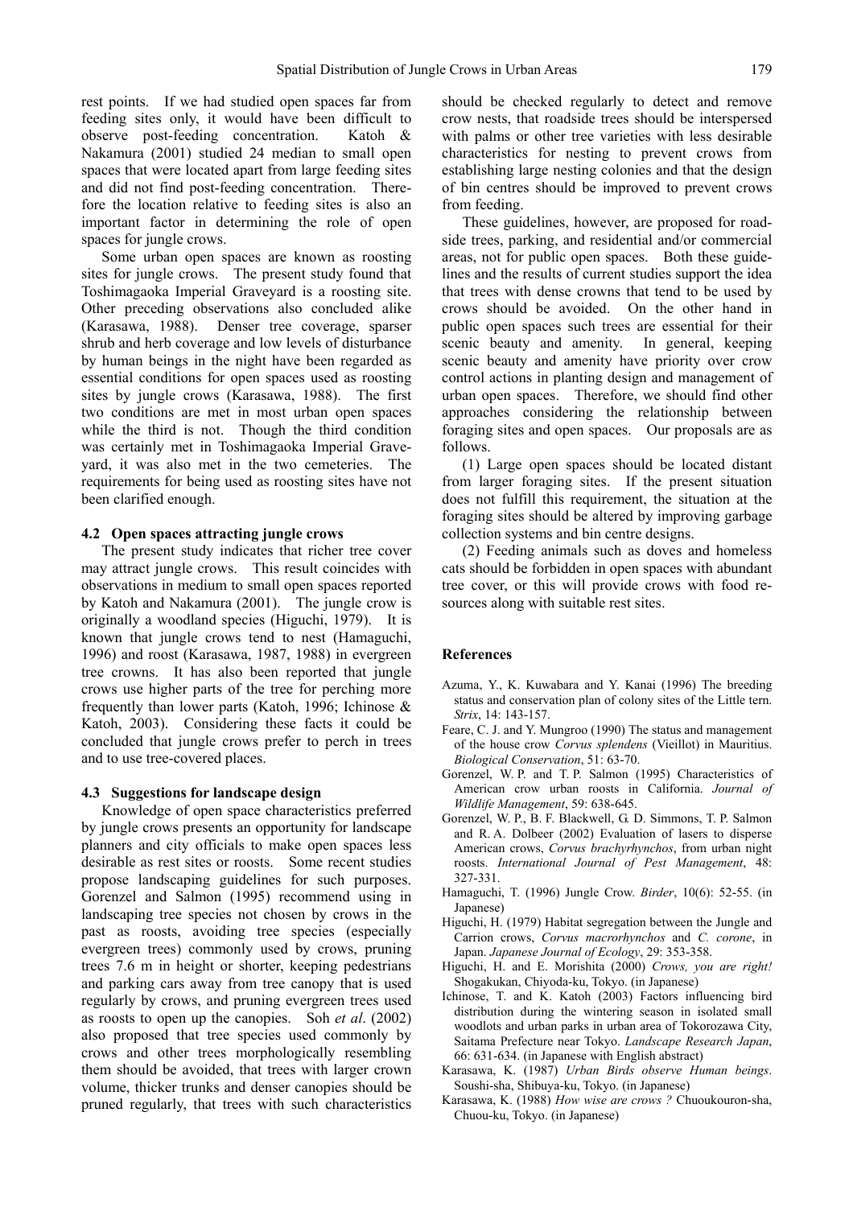rest points. If we had studied open spaces far from feeding sites only, it would have been difficult to observe post-feeding concentration. Katoh & Nakamura (2001) studied 24 median to small open spaces that were located apart from large feeding sites and did not find post-feeding concentration. Therefore the location relative to feeding sites is also an important factor in determining the role of open spaces for jungle crows.

Some urban open spaces are known as roosting sites for jungle crows. The present study found that Toshimagaoka Imperial Graveyard is a roosting site. Other preceding observations also concluded alike (Karasawa, 1988). Denser tree coverage, sparser shrub and herb coverage and low levels of disturbance by human beings in the night have been regarded as essential conditions for open spaces used as roosting sites by jungle crows (Karasawa, 1988). The first two conditions are met in most urban open spaces while the third is not. Though the third condition was certainly met in Toshimagaoka Imperial Graveyard, it was also met in the two cemeteries. The requirements for being used as roosting sites have not been clarified enough.

### 4.2 Open spaces attracting jungle crows

The present study indicates that richer tree cover may attract jungle crows. This result coincides with observations in medium to small open spaces reported by Katoh and Nakamura (2001). The jungle crow is originally a woodland species (Higuchi, 1979). It is known that jungle crows tend to nest (Hamaguchi, 1996) and roost (Karasawa, 1987, 1988) in evergreen tree crowns. It has also been reported that jungle crows use higher parts of the tree for perching more frequently than lower parts (Katoh, 1996; Ichinose & Katoh, 2003). Considering these facts it could be concluded that jungle crows prefer to perch in trees and to use tree-covered places.

### 4.3 Suggestions for landscape design

Knowledge of open space characteristics preferred by jungle crows presents an opportunity for landscape planners and city officials to make open spaces less desirable as rest sites or roosts. Some recent studies propose landscaping guidelines for such purposes. Gorenzel and Salmon (1995) recommend using in landscaping tree species not chosen by crows in the past as roosts, avoiding tree species (especially evergreen trees) commonly used by crows, pruning trees 7.6 m in height or shorter, keeping pedestrians and parking cars away from tree canopy that is used regularly by crows, and pruning evergreen trees used as roosts to open up the canopies. Soh *et al*. (2002) also proposed that tree species used commonly by crows and other trees morphologically resembling them should be avoided, that trees with larger crown volume, thicker trunks and denser canopies should be pruned regularly, that trees with such characteristics should be checked regularly to detect and remove crow nests, that roadside trees should be interspersed with palms or other tree varieties with less desirable characteristics for nesting to prevent crows from establishing large nesting colonies and that the design of bin centres should be improved to prevent crows from feeding.

These guidelines, however, are proposed for roadside trees, parking, and residential and/or commercial areas, not for public open spaces. Both these guidelines and the results of current studies support the idea that trees with dense crowns that tend to be used by crows should be avoided. On the other hand in public open spaces such trees are essential for their scenic beauty and amenity. In general, keeping scenic beauty and amenity have priority over crow control actions in planting design and management of urban open spaces. Therefore, we should find other approaches considering the relationship between foraging sites and open spaces. Our proposals are as follows.

(1) Large open spaces should be located distant from larger foraging sites. If the present situation does not fulfill this requirement, the situation at the foraging sites should be altered by improving garbage collection systems and bin centre designs.

(2) Feeding animals such as doves and homeless cats should be forbidden in open spaces with abundant tree cover, or this will provide crows with food resources along with suitable rest sites.

## References

Azuma, Y., K. Kuwabara and Y. Kanai (1996) The breeding status and conservation plan of colony sites of the Little tern. *Strix*, 14: 143-157.

Feare, C. J. and Y. Mungroo (1990) The status and management of the house crow *Corvus splendens* (Vieillot) in Mauritius. *Biological Conservation*, 51: 63-70.

Gorenzel, W. P. and T. P. Salmon (1995) Characteristics of American crow urban roosts in California. *Journal of Wildlife Management*, 59: 638-645.

Gorenzel, W. P., B. F. Blackwell, G. D. Simmons, T. P. Salmon and R. A. Dolbeer (2002) Evaluation of lasers to disperse American crows, *Corvus brachyrhynchos*, from urban night roosts. *International Journal of Pest Management*, 48: 327-331.

Hamaguchi, T. (1996) Jungle Crow. *Birder*, 10(6): 52-55. (in Japanese)

Higuchi, H. (1979) Habitat segregation between the Jungle and Carrion crows, *Corvus macrorhynchos* and *C. corone*, in Japan. *Japanese Journal of Ecology*, 29: 353-358.

Higuchi, H. and E. Morishita (2000) *Crows, you are right!* Shogakukan, Chiyoda-ku, Tokyo. (in Japanese)

Ichinose, T. and K. Katoh (2003) Factors influencing bird distribution during the wintering season in isolated small woodlots and urban parks in urban area of Tokorozawa City, Saitama Prefecture near Tokyo. *Landscape Research Japan*, 66: 631-634. (in Japanese with English abstract)

Karasawa, K. (1987) *Urban Birds observe Human beings*. Soshi-sha, Shibuya-ku, Tokyo. (in Japanese)

Karasawa, K. (1988) *How wise are crows ?* Chuoukouron-sha, Chuou-ku, Tokyo. (in Japanese)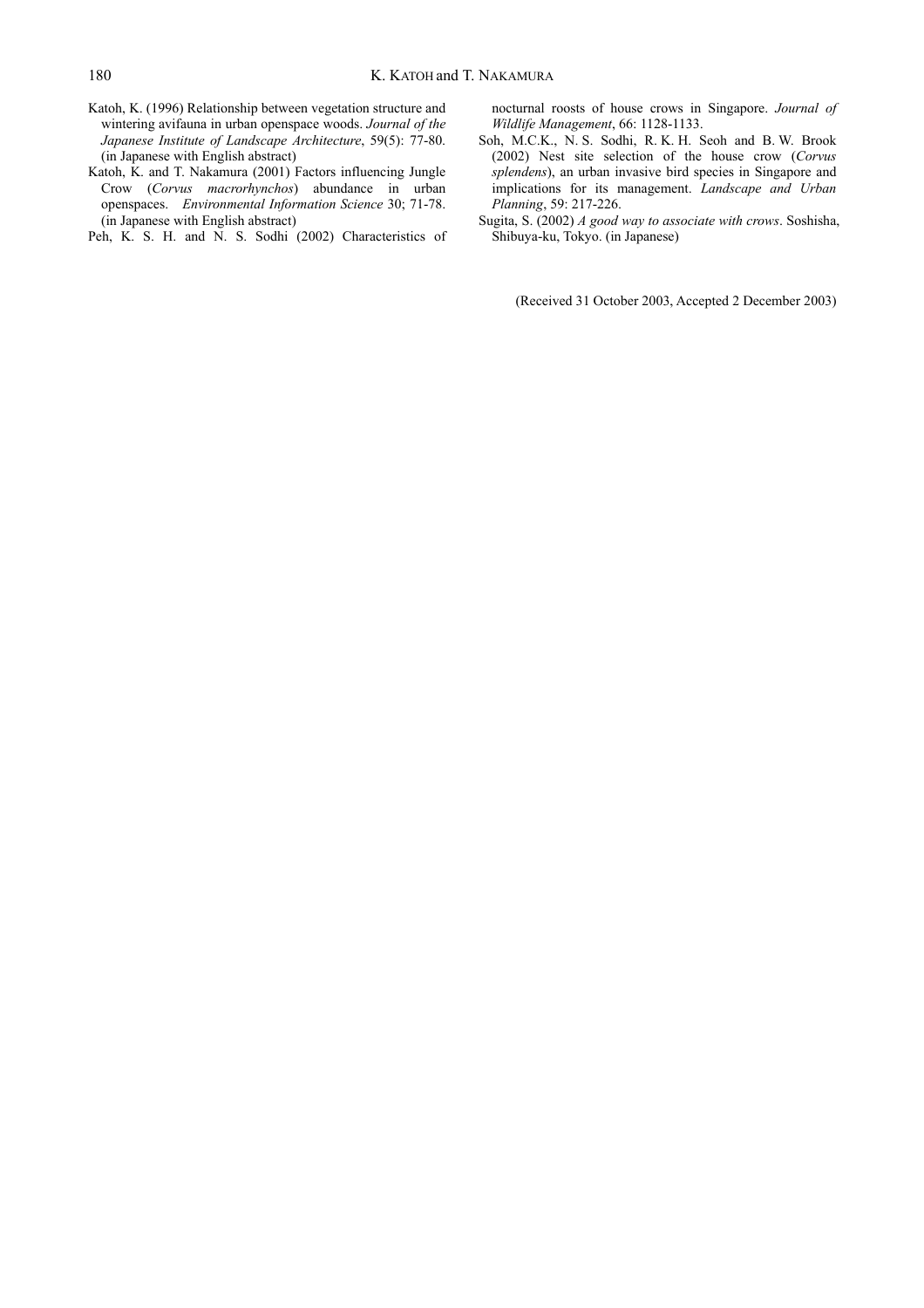Katoh, K. (1996) Relationship between vegetation structure and wintering avifauna in urban openspace woods. *Journal of the Japanese Institute of Landscape Architecture*, 59(5): 77-80. (in Japanese with English abstract)

Katoh, K. and T. Nakamura (2001) Factors influencing Jungle Crow (*Corvus macrorhynchos*) abundance in urban openspaces. *Environmental Information Science* 30; 71-78. (in Japanese with English abstract)

Peh, K. S. H. and N. S. Sodhi (2002) Characteristics of nocturnal roosts of house crows in Singapore. *Journal of Wildlife Management*, 66: 1128-1133.

Soh, M.C.K., N. S. Sodhi, R. K. H. Seoh and B. W. Brook (2002) Nest site selection of the house crow (*Corvus splendens*), an urban invasive bird species in Singapore and implications for its management. *Landscape and Urban Planning*, 59: 217-226.

Sugita, S. (2002) *A good way to associate with crows*. Soshisha, Shibuya-ku, Tokyo. (in Japanese)

(Received 31 October 2003, Accepted 2 December 2003)